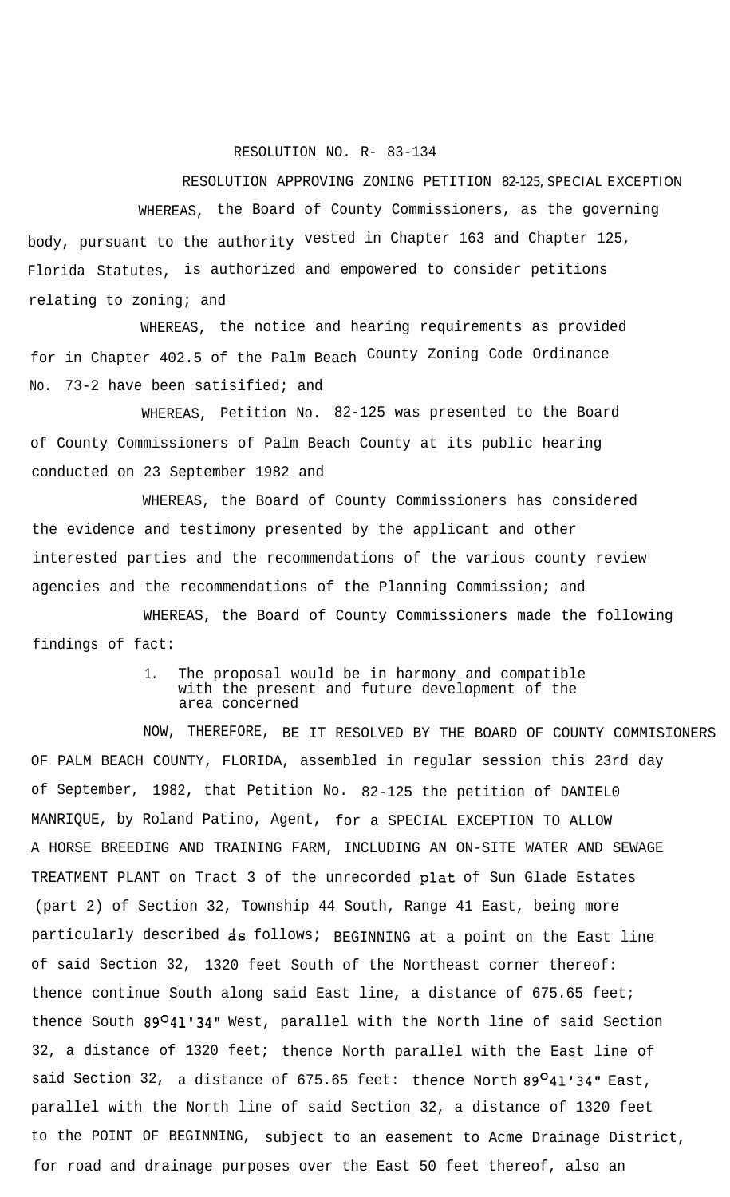RESOLUTION NO. R- 83-134

RESOLUTION APPROVING ZONING PETITION 82-125, SPECIAL EXCEPTION

WHEREAS, the Board of County Commissioners, as the governing body, pursuant to the authority vested in Chapter 163 and Chapter 125, Florida Statutes, is authorized and empowered to consider petitions relating to zoning; and

WHEREAS, the notice and hearing requirements as provided for in Chapter 402.5 of the Palm Beach County Zoning Code Ordinance No. 73-2 have been satisified; and

WHEREAS, Petition No. 82-125 was presented to the Board of County Commissioners of Palm Beach County at its public hearing conducted on 23 September 1982 and

WHEREAS, the Board of County Commissioners has considered the evidence and testimony presented by the applicant and other interested parties and the recommendations of the various county review agencies and the recommendations of the Planning Commission; and

WHEREAS, the Board of County Commissioners made the following findings of fact:

1. The proposal would be in harmony and compatible with the present and future development of the area concerned

NOW, THEREFORE, BE IT RESOLVED BY THE BOARD OF COUNTY COMMISIONERS OF PALM BEACH COUNTY, FLORIDA, assembled in regular session this 23rd day of September, 1982, that Petition No. 82-125 the petition of DANIEL0 MANRIQUE, by Roland Patino, Agent, for a SPECIAL EXCEPTION TO ALLOW A HORSE BREEDING AND TRAINING FARM, INCLUDING AN ON-SITE WATER AND SEWAGE TREATMENT PLANT on Tract 3 of the unrecorded plat of Sun Glade Estates (part 2) of Section 32, Township 44 South, Range 41 East, being more particularly described as follows; BEGINNING at a point on the East line of said Section 32, 1320 feet South of the Northeast corner thereof: thence continue South along said East line, a distance of 675.65 feet; thence South 89°41'34" West, parallel with the North line of said Section 32, a distance of 1320 feet; thence North parallel with the East line of said Section 32, a distance of 675.65 feet: thence North 89°41'34" East, parallel with the North line of said Section 32, a distance of 1320 feet to the POINT OF BEGINNING, subject to an easement to Acme Drainage District, for road and drainage purposes over the East 50 feet thereof, also an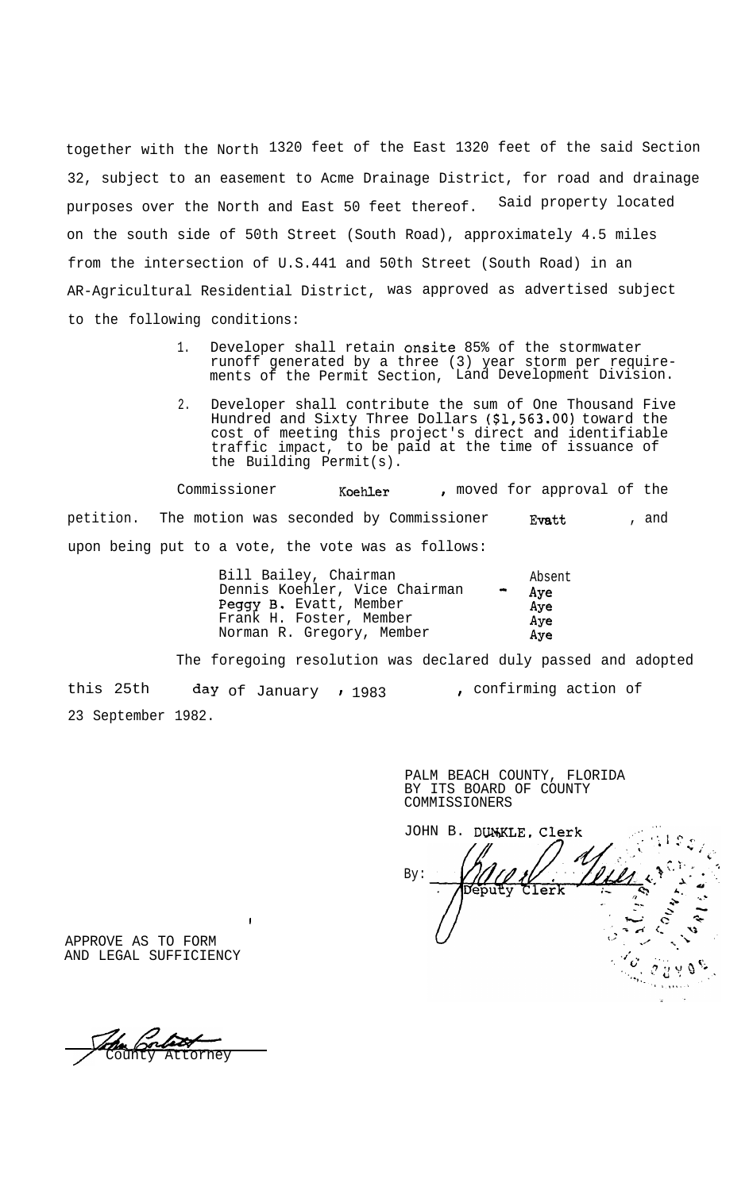together with the North 1320 feet of the East 1320 feet of the said Section 32, subject to an easement to Acme Drainage District, for road and drainage purposes over the North and East 50 feet thereof. Said property located on the south side of 50th Street (South Road), approximately 4.5 miles from the intersection of U.S.441 and 50th Street (South Road) in an AR-Agricultural Residential District, was approved as advertised subject to the following conditions:

1. Developer shall retain onsite 85% of the stormwater runoff generated by a three (3) year storm per requirements of the Permit Section, Land Development Division.

2. Developer shall contribute the sum of One Thousand Five Hundred and Sixty Three Dollars ($1,563.00) toward the cost of meeting this project's direct and identifiable traffic impact, to be paid at the time of issuance of the Building Permit(s).

Commissioner Koehler, moved for approval of the petition. The motion was seconded by Commissioner Evatt, and upon being put to a vote, the vote was as follows:

| | |
|---|---|
| Bill Bailey, Chairman | Absent |
| Dennis Koehler, Vice Chairman | Aye |
| Peggy B. Evatt, Member | Aye |
| Frank H. Foster, Member | Aye |
| Norman R. Gregory, Member | Aye |

The foregoing resolution was declared duly passed and adopted this 25th day of January, 1983, confirming action of 23 September 1982.

PALM BEACH COUNTY, FLORIDA
BY ITS BOARD OF COUNTY COMMISSIONERS

JOHN B. DUNKLE, Clerk

By: ______________
Deputy Clerk

APPROVE AS TO FORM
AND LEGAL SUFFICIENCY

______________
County Attorney